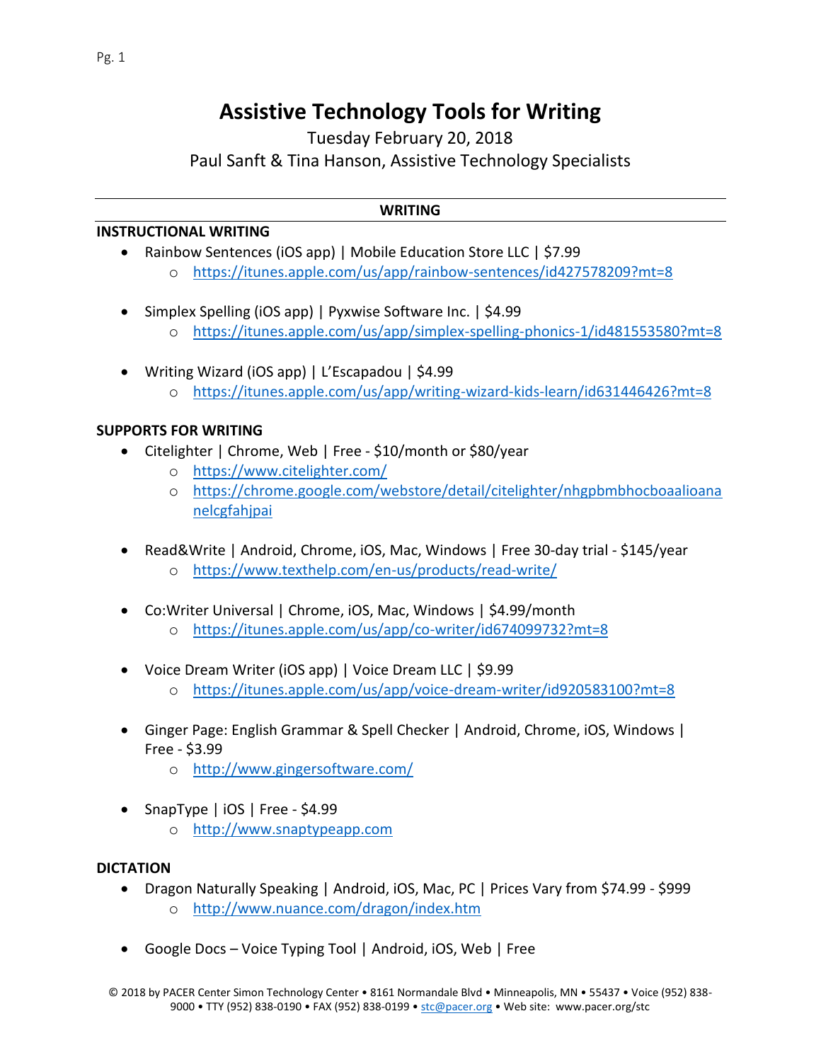# Assistive Technology Tools for Writing

Tuesday February 20, 2018

Paul Sanft & Tina Hanson, Assistive Technology Specialists

## WRITING

### INSTRUCTIONAL WRITING

- Rainbow Sentences (iOS app) | Mobile Education Store LLC | $7.99
  - https://itunes.apple.com/us/app/rainbow-sentences/id427578209?mt=8

- Simplex Spelling (iOS app) | Pyxwise Software Inc. | $4.99
  - https://itunes.apple.com/us/app/simplex-spelling-phonics-1/id481553580?mt=8

- Writing Wizard (iOS app) | L'Escapadou | $4.99
  - https://itunes.apple.com/us/app/writing-wizard-kids-learn/id631446426?mt=8

### SUPPORTS FOR WRITING

- Citelighter | Chrome, Web | Free - $10/month or $80/year
  - https://www.citelighter.com/
  - https://chrome.google.com/webstore/detail/citelighter/nhgpbmbhocboaalioananelcgfahjpai

- Read&Write | Android, Chrome, iOS, Mac, Windows | Free 30-day trial - $145/year
  - https://www.texthelp.com/en-us/products/read-write/

- Co:Writer Universal | Chrome, iOS, Mac, Windows | $4.99/month
  - https://itunes.apple.com/us/app/co-writer/id674099732?mt=8

- Voice Dream Writer (iOS app) | Voice Dream LLC | $9.99
  - https://itunes.apple.com/us/app/voice-dream-writer/id920583100?mt=8

- Ginger Page: English Grammar & Spell Checker | Android, Chrome, iOS, Windows | Free - $3.99
  - http://www.gingersoftware.com/

- SnapType | iOS | Free - $4.99
  - http://www.snaptypeapp.com

### DICTATION

- Dragon Naturally Speaking | Android, iOS, Mac, PC | Prices Vary from $74.99 - $999
  - http://www.nuance.com/dragon/index.htm

- Google Docs – Voice Typing Tool | Android, iOS, Web | Free

© 2018 by PACER Center Simon Technology Center • 8161 Normandale Blvd • Minneapolis, MN • 55437 • Voice (952) 838-9000 • TTY (952) 838-0190 • FAX (952) 838-0199 • stc@pacer.org • Web site: www.pacer.org/stc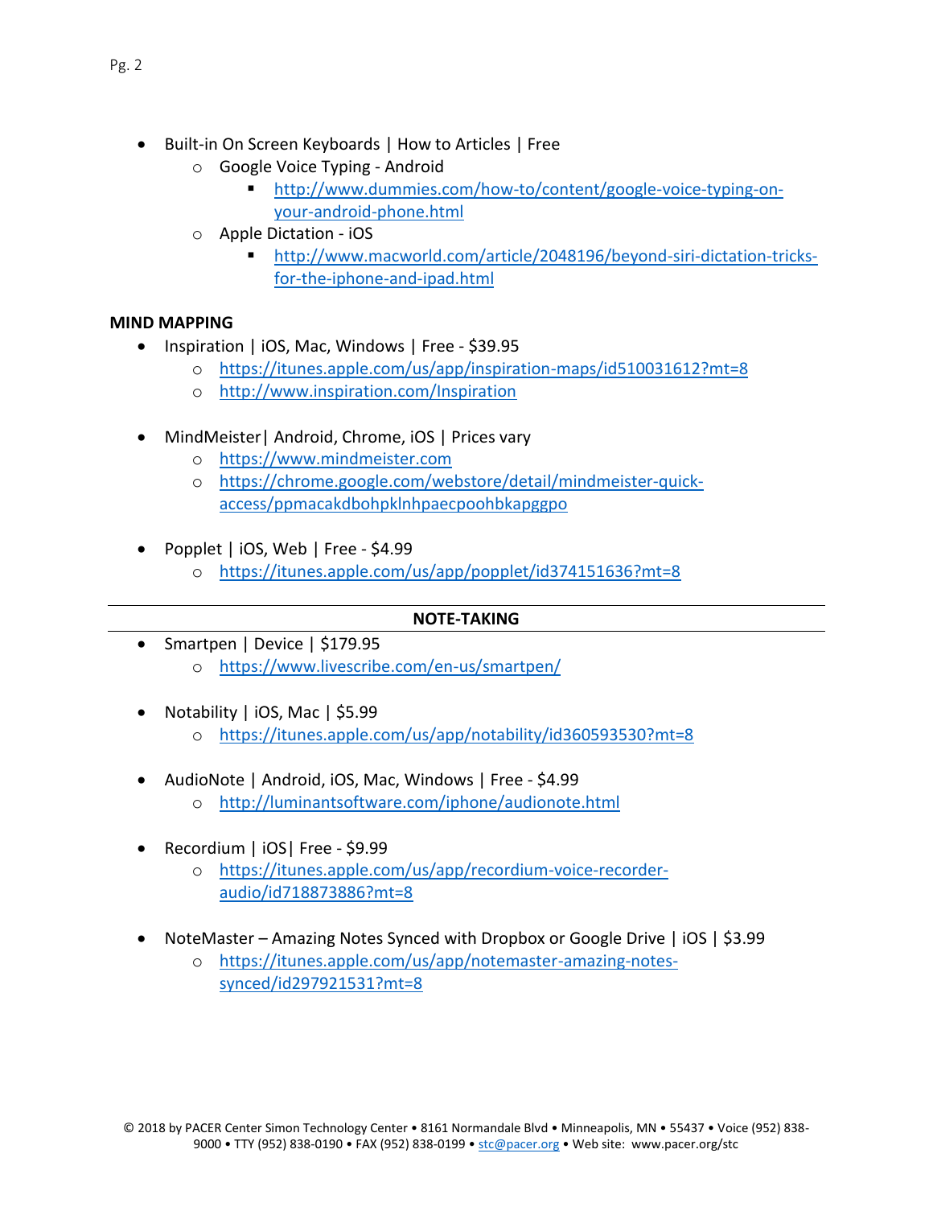- Built-in On Screen Keyboards | How to Articles | Free
  - Google Voice Typing - Android
    - http://www.dummies.com/how-to/content/google-voice-typing-on-your-android-phone.html
  - Apple Dictation - iOS
    - http://www.macworld.com/article/2048196/beyond-siri-dictation-tricks-for-the-iphone-and-ipad.html

**MIND MAPPING**

- Inspiration | iOS, Mac, Windows | Free - $39.95
  - https://itunes.apple.com/us/app/inspiration-maps/id510031612?mt=8
  - http://www.inspiration.com/Inspiration

- MindMeister| Android, Chrome, iOS | Prices vary
  - https://www.mindmeister.com
  - https://chrome.google.com/webstore/detail/mindmeister-quick-access/ppmacakdbohpklnhpaecpoohbkapggpo

- Popplet | iOS, Web | Free - $4.99
  - https://itunes.apple.com/us/app/popplet/id374151636?mt=8

---

**NOTE-TAKING**

---

- Smartpen | Device | $179.95
  - https://www.livescribe.com/en-us/smartpen/

- Notability | iOS, Mac | $5.99
  - https://itunes.apple.com/us/app/notability/id360593530?mt=8

- AudioNote | Android, iOS, Mac, Windows | Free - $4.99
  - http://luminantsoftware.com/iphone/audionote.html

- Recordium | iOS| Free - $9.99
  - https://itunes.apple.com/us/app/recordium-voice-recorder-audio/id718873886?mt=8

- NoteMaster – Amazing Notes Synced with Dropbox or Google Drive | iOS | $3.99
  - https://itunes.apple.com/us/app/notemaster-amazing-notes-synced/id297921531?mt=8

© 2018 by PACER Center Simon Technology Center • 8161 Normandale Blvd • Minneapolis, MN • 55437 • Voice (952) 838-9000 • TTY (952) 838-0190 • FAX (952) 838-0199 • stc@pacer.org • Web site: www.pacer.org/stc